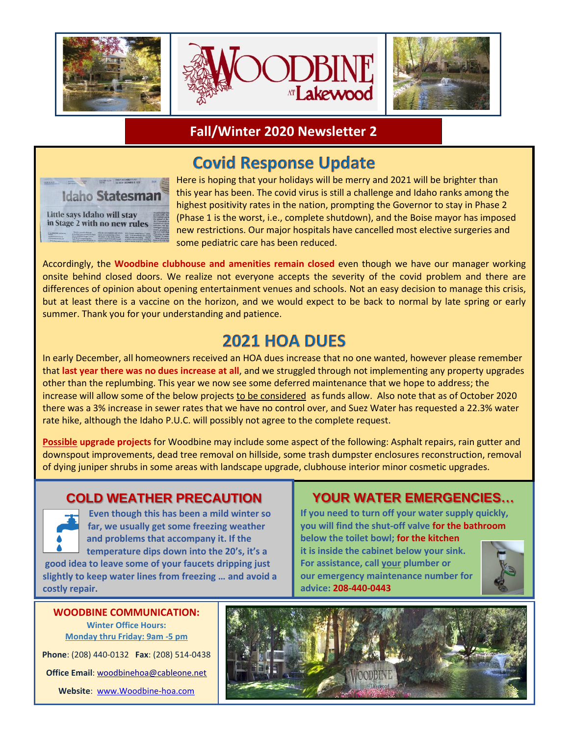# WOODBINE at Lakewood

## Fall/Winter 2020 Newsletter 2

## Covid Response Update

Idaho Statesman
Little says Idaho will stay in Stage 2 with no new rules

Here is hoping that your holidays will be merry and 2021 will be brighter than this year has been. The covid virus is still a challenge and Idaho ranks among the highest positivity rates in the nation, prompting the Governor to stay in Phase 2 (Phase 1 is the worst, i.e., complete shutdown), and the Boise mayor has imposed new restrictions. Our major hospitals have cancelled most elective surgeries and some pediatric care has been reduced.

Accordingly, the **Woodbine clubhouse and amenities remain closed** even though we have our manager working onsite behind closed doors. We realize not everyone accepts the severity of the covid problem and there are differences of opinion about opening entertainment venues and schools. Not an easy decision to manage this crisis, but at least there is a vaccine on the horizon, and we would expect to be back to normal by late spring or early summer. Thank you for your understanding and patience.

## 2021 HOA DUES

In early December, all homeowners received an HOA dues increase that no one wanted, however please remember that **last year there was no dues increase at all**, and we struggled through not implementing any property upgrades other than the replumbing. This year we now see some deferred maintenance that we hope to address; the increase will allow some of the below projects to be considered as funds allow. Also note that as of October 2020 there was a 3% increase in sewer rates that we have no control over, and Suez Water has requested a 22.3% water rate hike, although the Idaho P.U.C. will possibly not agree to the complete request.

**Possible upgrade projects** for Woodbine may include some aspect of the following: Asphalt repairs, rain gutter and downspout improvements, dead tree removal on hillside, some trash dumpster enclosures reconstruction, removal of dying juniper shrubs in some areas with landscape upgrade, clubhouse interior minor cosmetic upgrades.

### COLD WEATHER PRECAUTION

**Even though this has been a mild winter so far, we usually get some freezing weather and problems that accompany it. If the temperature dips down into the 20's, it's a good idea to leave some of your faucets dripping just slightly to keep water lines from freezing … and avoid a costly repair.**

### YOUR WATER EMERGENCIES…

**If you need to turn off your water supply quickly, you will find the shut-off valve for the bathroom below the toilet bowl; for the kitchen it is inside the cabinet below your sink. For assistance, call your plumber or our emergency maintenance number for advice: 208-440-0443**

### WOODBINE COMMUNICATION:

**Winter Office Hours:**
**Monday thru Friday: 9am -5 pm**

**Phone**: (208) 440-0132 **Fax**: (208) 514-0438

**Office Email**: woodbinehoa@cableone.net

**Website**: www.Woodbine-hoa.com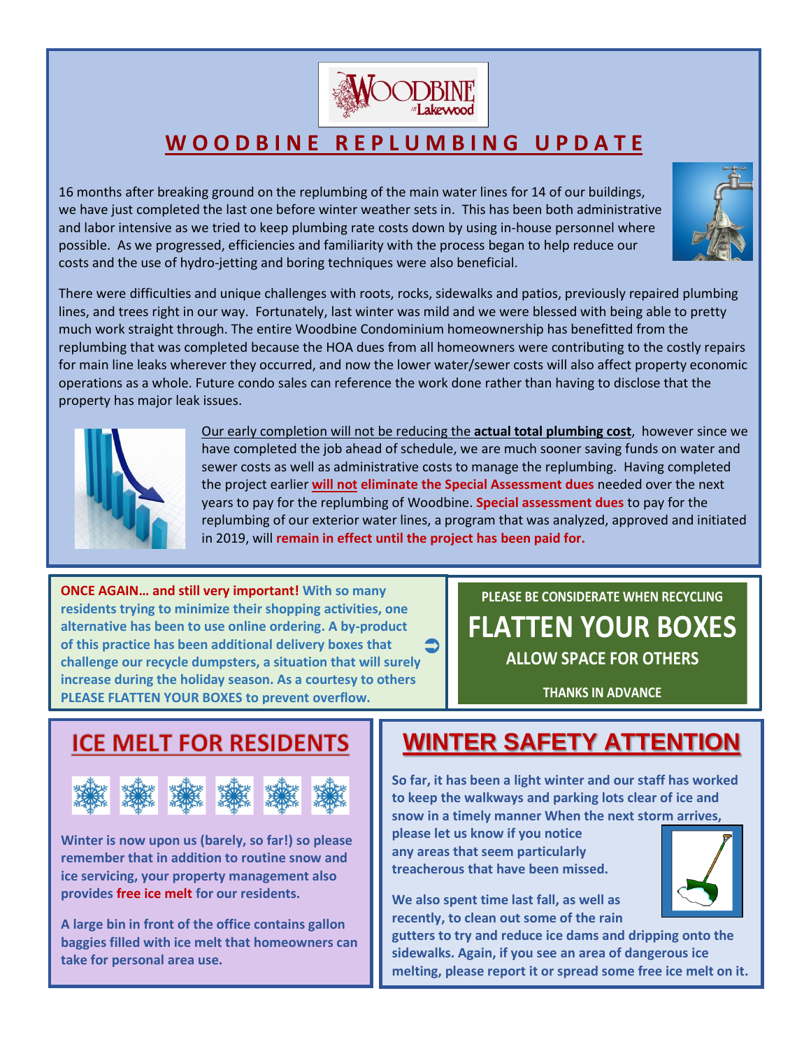# WOODBINE REPLUMBING UPDATE

16 months after breaking ground on the replumbing of the main water lines for 14 of our buildings, we have just completed the last one before winter weather sets in. This has been both administrative and labor intensive as we tried to keep plumbing rate costs down by using in-house personnel where possible. As we progressed, efficiencies and familiarity with the process began to help reduce our costs and the use of hydro-jetting and boring techniques were also beneficial.

There were difficulties and unique challenges with roots, rocks, sidewalks and patios, previously repaired plumbing lines, and trees right in our way. Fortunately, last winter was mild and we were blessed with being able to pretty much work straight through. The entire Woodbine Condominium homeownership has benefitted from the replumbing that was completed because the HOA dues from all homeowners were contributing to the costly repairs for main line leaks wherever they occurred, and now the lower water/sewer costs will also affect property economic operations as a whole. Future condo sales can reference the work done rather than having to disclose that the property has major leak issues.

Our early completion will not be reducing the **actual total plumbing cost**, however since we have completed the job ahead of schedule, we are much sooner saving funds on water and sewer costs as well as administrative costs to manage the replumbing. Having completed the project earlier **will not eliminate the Special Assessment dues** needed over the next years to pay for the replumbing of Woodbine. **Special assessment dues** to pay for the replumbing of our exterior water lines, a program that was analyzed, approved and initiated in 2019, will **remain in effect until the project has been paid for.**

**ONCE AGAIN… and still very important! With so many residents trying to minimize their shopping activities, one alternative has been to use online ordering. A by-product of this practice has been additional delivery boxes that challenge our recycle dumpsters, a situation that will surely increase during the holiday season. As a courtesy to others PLEASE FLATTEN YOUR BOXES to prevent overflow.**

**PLEASE BE CONSIDERATE WHEN RECYCLING**

**FLATTEN YOUR BOXES**

**ALLOW SPACE FOR OTHERS**

**THANKS IN ADVANCE**

## ICE MELT FOR RESIDENTS

**Winter is now upon us (barely, so far!) so please remember that in addition to routine snow and ice servicing, your property management also provides free ice melt for our residents.**

**A large bin in front of the office contains gallon baggies filled with ice melt that homeowners can take for personal area use.**

## WINTER SAFETY ATTENTION

**So far, it has been a light winter and our staff has worked to keep the walkways and parking lots clear of ice and snow in a timely manner When the next storm arrives, please let us know if you notice any areas that seem particularly treacherous that have been missed.**

**We also spent time last fall, as well as recently, to clean out some of the rain gutters to try and reduce ice dams and dripping onto the sidewalks. Again, if you see an area of dangerous ice melting, please report it or spread some free ice melt on it.**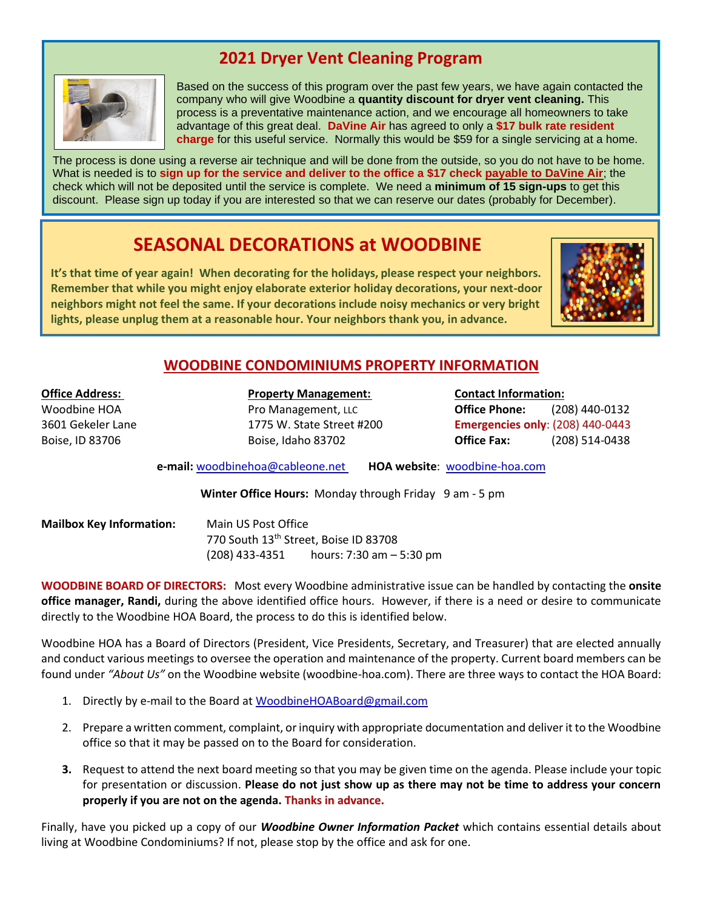## 2021 Dryer Vent Cleaning Program

Based on the success of this program over the past few years, we have again contacted the company who will give Woodbine a **quantity discount for dryer vent cleaning.** This process is a preventative maintenance action, and we encourage all homeowners to take advantage of this great deal. **DaVine Air** has agreed to only a **$17 bulk rate resident charge** for this useful service. Normally this would be $59 for a single servicing at a home.

The process is done using a reverse air technique and will be done from the outside, so you do not have to be home. What is needed is to **sign up for the service and deliver to the office a $17 check payable to DaVine Air**; the check which will not be deposited until the service is complete. We need a **minimum of 15 sign-ups** to get this discount. Please sign up today if you are interested so that we can reserve our dates (probably for December).

## SEASONAL DECORATIONS at WOODBINE

**It's that time of year again! When decorating for the holidays, please respect your neighbors. Remember that while you might enjoy elaborate exterior holiday decorations, your next-door neighbors might not feel the same. If your decorations include noisy mechanics or very bright lights, please unplug them at a reasonable hour. Your neighbors thank you, in advance.**

## WOODBINE CONDOMINIUMS PROPERTY INFORMATION

**Office Address:**
Woodbine HOA
3601 Gekeler Lane
Boise, ID 83706

**Property Management:**
Pro Management, LLC
1775 W. State Street #200
Boise, Idaho 83702

**Contact Information:**
**Office Phone:** (208) 440-0132
**Emergencies only**: (208) 440-0443
**Office Fax:** (208) 514-0438

**e-mail:** woodbinehoa@cableone.net **HOA website**: woodbine-hoa.com

**Winter Office Hours:** Monday through Friday 9 am - 5 pm

**Mailbox Key Information:** Main US Post Office
770 South 13th Street, Boise ID 83708
(208) 433-4351 hours: 7:30 am – 5:30 pm

**WOODBINE BOARD OF DIRECTORS:** Most every Woodbine administrative issue can be handled by contacting the **onsite office manager, Randi,** during the above identified office hours. However, if there is a need or desire to communicate directly to the Woodbine HOA Board, the process to do this is identified below.

Woodbine HOA has a Board of Directors (President, Vice Presidents, Secretary, and Treasurer) that are elected annually and conduct various meetings to oversee the operation and maintenance of the property. Current board members can be found under *"About Us"* on the Woodbine website (woodbine-hoa.com). There are three ways to contact the HOA Board:

1. Directly by e-mail to the Board at WoodbineHOABoard@gmail.com
2. Prepare a written comment, complaint, or inquiry with appropriate documentation and deliver it to the Woodbine office so that it may be passed on to the Board for consideration.
3. Request to attend the next board meeting so that you may be given time on the agenda. Please include your topic for presentation or discussion. **Please do not just show up as there may not be time to address your concern properly if you are not on the agenda. Thanks in advance.**

Finally, have you picked up a copy of our ***Woodbine Owner Information Packet*** which contains essential details about living at Woodbine Condominiums? If not, please stop by the office and ask for one.